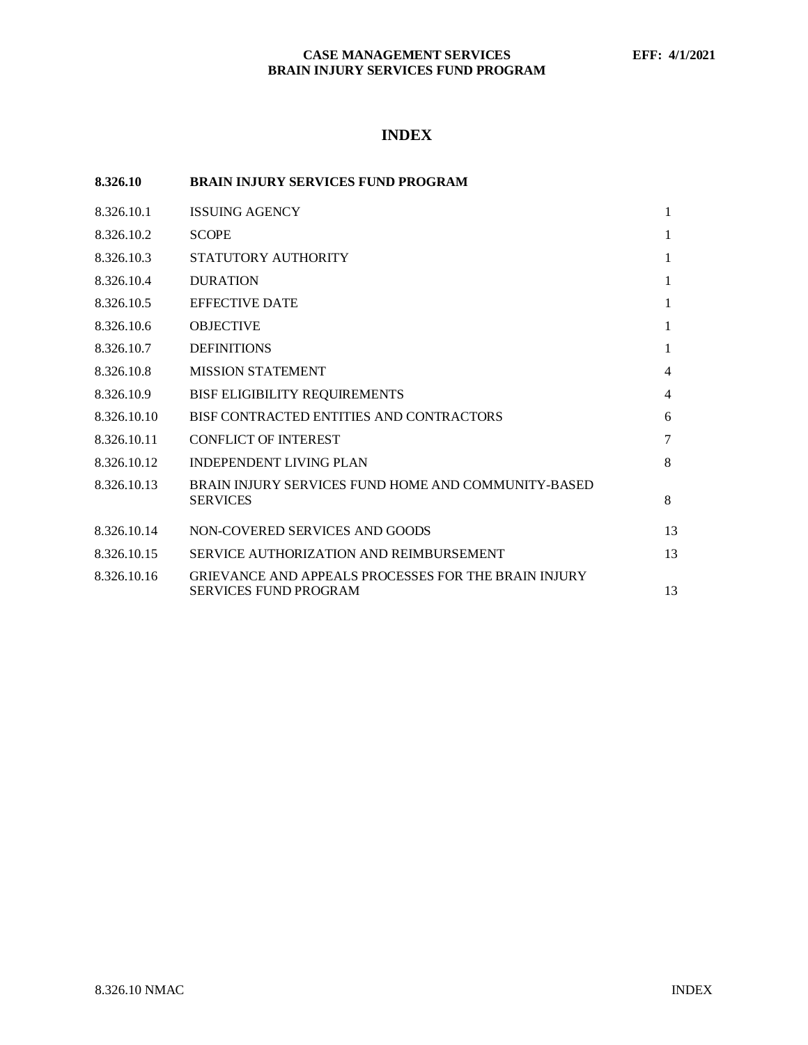# INDEX

| 8.326.10 | BRAIN INJURY SERVICES FUND PROGRAM | |
|---|---|---|
| 8.326.10.1 | ISSUING AGENCY | 1 |
| 8.326.10.2 | SCOPE | 1 |
| 8.326.10.3 | STATUTORY AUTHORITY | 1 |
| 8.326.10.4 | DURATION | 1 |
| 8.326.10.5 | EFFECTIVE DATE | 1 |
| 8.326.10.6 | OBJECTIVE | 1 |
| 8.326.10.7 | DEFINITIONS | 1 |
| 8.326.10.8 | MISSION STATEMENT | 4 |
| 8.326.10.9 | BISF ELIGIBILITY REQUIREMENTS | 4 |
| 8.326.10.10 | BISF CONTRACTED ENTITIES AND CONTRACTORS | 6 |
| 8.326.10.11 | CONFLICT OF INTEREST | 7 |
| 8.326.10.12 | INDEPENDENT LIVING PLAN | 8 |
| 8.326.10.13 | BRAIN INJURY SERVICES FUND HOME AND COMMUNITY-BASED SERVICES | 8 |
| 8.326.10.14 | NON-COVERED SERVICES AND GOODS | 13 |
| 8.326.10.15 | SERVICE AUTHORIZATION AND REIMBURSEMENT | 13 |
| 8.326.10.16 | GRIEVANCE AND APPEALS PROCESSES FOR THE BRAIN INJURY SERVICES FUND PROGRAM | 13 |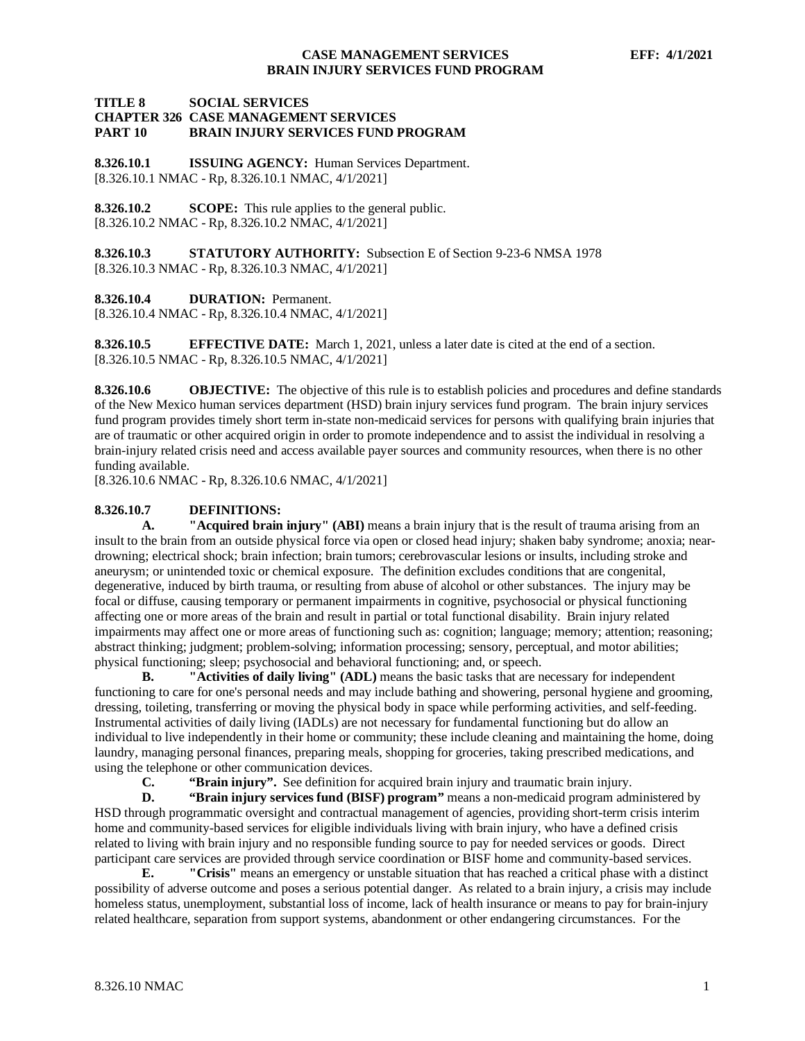# TITLE 8 SOCIAL SERVICES
# CHAPTER 326 CASE MANAGEMENT SERVICES
# PART 10 BRAIN INJURY SERVICES FUND PROGRAM

**8.326.10.1 ISSUING AGENCY:** Human Services Department.
[8.326.10.1 NMAC - Rp, 8.326.10.1 NMAC, 4/1/2021]

**8.326.10.2 SCOPE:** This rule applies to the general public.
[8.326.10.2 NMAC - Rp, 8.326.10.2 NMAC, 4/1/2021]

**8.326.10.3 STATUTORY AUTHORITY:** Subsection E of Section 9-23-6 NMSA 1978
[8.326.10.3 NMAC - Rp, 8.326.10.3 NMAC, 4/1/2021]

**8.326.10.4 DURATION:** Permanent.
[8.326.10.4 NMAC - Rp, 8.326.10.4 NMAC, 4/1/2021]

**8.326.10.5 EFFECTIVE DATE:** March 1, 2021, unless a later date is cited at the end of a section.
[8.326.10.5 NMAC - Rp, 8.326.10.5 NMAC, 4/1/2021]

**8.326.10.6 OBJECTIVE:** The objective of this rule is to establish policies and procedures and define standards of the New Mexico human services department (HSD) brain injury services fund program. The brain injury services fund program provides timely short term in-state non-medicaid services for persons with qualifying brain injuries that are of traumatic or other acquired origin in order to promote independence and to assist the individual in resolving a brain-injury related crisis need and access available payer sources and community resources, when there is no other funding available.
[8.326.10.6 NMAC - Rp, 8.326.10.6 NMAC, 4/1/2021]

**8.326.10.7 DEFINITIONS:**

**A. "Acquired brain injury" (ABI)** means a brain injury that is the result of trauma arising from an insult to the brain from an outside physical force via open or closed head injury; shaken baby syndrome; anoxia; near-drowning; electrical shock; brain infection; brain tumors; cerebrovascular lesions or insults, including stroke and aneurysm; or unintended toxic or chemical exposure. The definition excludes conditions that are congenital, degenerative, induced by birth trauma, or resulting from abuse of alcohol or other substances. The injury may be focal or diffuse, causing temporary or permanent impairments in cognitive, psychosocial or physical functioning affecting one or more areas of the brain and result in partial or total functional disability. Brain injury related impairments may affect one or more areas of functioning such as: cognition; language; memory; attention; reasoning; abstract thinking; judgment; problem-solving; information processing; sensory, perceptual, and motor abilities; physical functioning; sleep; psychosocial and behavioral functioning; and, or speech.

**B. "Activities of daily living" (ADL)** means the basic tasks that are necessary for independent functioning to care for one's personal needs and may include bathing and showering, personal hygiene and grooming, dressing, toileting, transferring or moving the physical body in space while performing activities, and self-feeding. Instrumental activities of daily living (IADLs) are not necessary for fundamental functioning but do allow an individual to live independently in their home or community; these include cleaning and maintaining the home, doing laundry, managing personal finances, preparing meals, shopping for groceries, taking prescribed medications, and using the telephone or other communication devices.

**C. "Brain injury".** See definition for acquired brain injury and traumatic brain injury.

**D. "Brain injury services fund (BISF) program"** means a non-medicaid program administered by HSD through programmatic oversight and contractual management of agencies, providing short-term crisis interim home and community-based services for eligible individuals living with brain injury, who have a defined crisis related to living with brain injury and no responsible funding source to pay for needed services or goods. Direct participant care services are provided through service coordination or BISF home and community-based services.

**E. "Crisis"** means an emergency or unstable situation that has reached a critical phase with a distinct possibility of adverse outcome and poses a serious potential danger. As related to a brain injury, a crisis may include homeless status, unemployment, substantial loss of income, lack of health insurance or means to pay for brain-injury related healthcare, separation from support systems, abandonment or other endangering circumstances. For the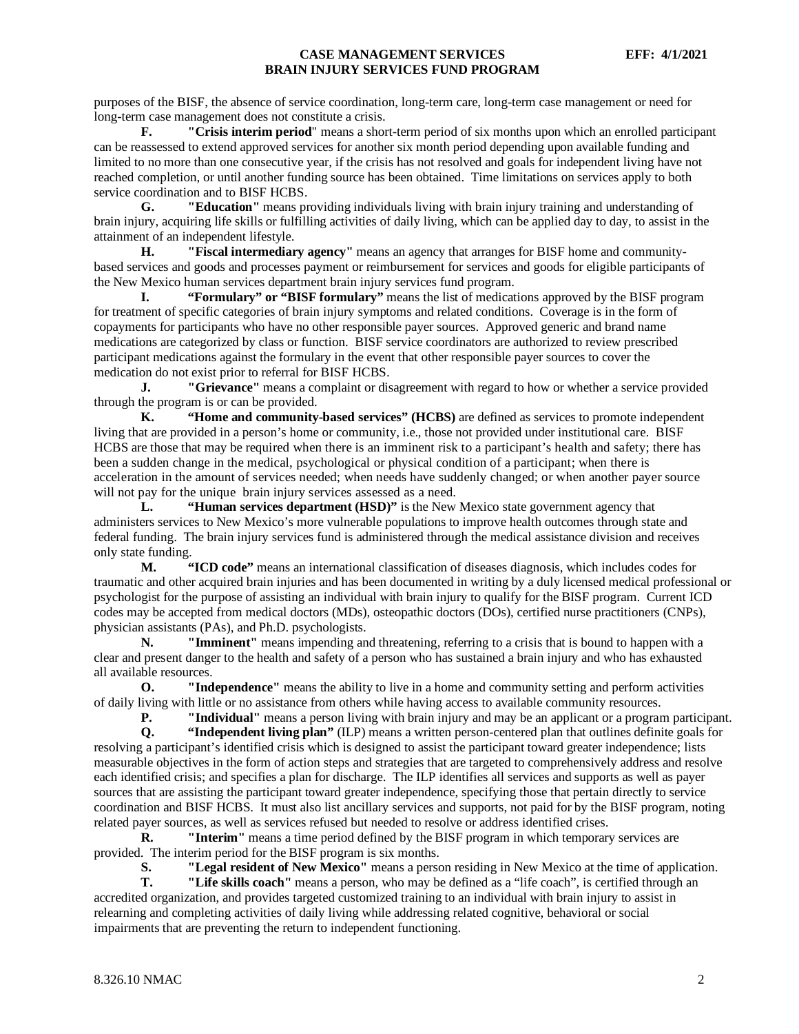purposes of the BISF, the absence of service coordination, long-term care, long-term case management or need for long-term case management does not constitute a crisis.

**F. "Crisis interim period**" means a short-term period of six months upon which an enrolled participant can be reassessed to extend approved services for another six month period depending upon available funding and limited to no more than one consecutive year, if the crisis has not resolved and goals for independent living have not reached completion, or until another funding source has been obtained. Time limitations on services apply to both service coordination and to BISF HCBS.

**G. "Education"** means providing individuals living with brain injury training and understanding of brain injury, acquiring life skills or fulfilling activities of daily living, which can be applied day to day, to assist in the attainment of an independent lifestyle.

**H. "Fiscal intermediary agency"** means an agency that arranges for BISF home and community-based services and goods and processes payment or reimbursement for services and goods for eligible participants of the New Mexico human services department brain injury services fund program.

**I. "Formulary" or "BISF formulary"** means the list of medications approved by the BISF program for treatment of specific categories of brain injury symptoms and related conditions. Coverage is in the form of copayments for participants who have no other responsible payer sources. Approved generic and brand name medications are categorized by class or function. BISF service coordinators are authorized to review prescribed participant medications against the formulary in the event that other responsible payer sources to cover the medication do not exist prior to referral for BISF HCBS.

**J. "Grievance"** means a complaint or disagreement with regard to how or whether a service provided through the program is or can be provided.

**K. "Home and community-based services" (HCBS)** are defined as services to promote independent living that are provided in a person's home or community, i.e., those not provided under institutional care. BISF HCBS are those that may be required when there is an imminent risk to a participant's health and safety; there has been a sudden change in the medical, psychological or physical condition of a participant; when there is acceleration in the amount of services needed; when needs have suddenly changed; or when another payer source will not pay for the unique brain injury services assessed as a need.

**L. "Human services department (HSD)"** is the New Mexico state government agency that administers services to New Mexico's more vulnerable populations to improve health outcomes through state and federal funding. The brain injury services fund is administered through the medical assistance division and receives only state funding.

**M. "ICD code"** means an international classification of diseases diagnosis, which includes codes for traumatic and other acquired brain injuries and has been documented in writing by a duly licensed medical professional or psychologist for the purpose of assisting an individual with brain injury to qualify for the BISF program. Current ICD codes may be accepted from medical doctors (MDs), osteopathic doctors (DOs), certified nurse practitioners (CNPs), physician assistants (PAs), and Ph.D. psychologists.

**N. "Imminent"** means impending and threatening, referring to a crisis that is bound to happen with a clear and present danger to the health and safety of a person who has sustained a brain injury and who has exhausted all available resources.

**O. "Independence"** means the ability to live in a home and community setting and perform activities of daily living with little or no assistance from others while having access to available community resources.

**P. "Individual"** means a person living with brain injury and may be an applicant or a program participant.

**Q. "Independent living plan"** (ILP) means a written person-centered plan that outlines definite goals for resolving a participant's identified crisis which is designed to assist the participant toward greater independence; lists measurable objectives in the form of action steps and strategies that are targeted to comprehensively address and resolve each identified crisis; and specifies a plan for discharge. The ILP identifies all services and supports as well as payer sources that are assisting the participant toward greater independence, specifying those that pertain directly to service coordination and BISF HCBS. It must also list ancillary services and supports, not paid for by the BISF program, noting related payer sources, as well as services refused but needed to resolve or address identified crises.

**R. "Interim"** means a time period defined by the BISF program in which temporary services are provided. The interim period for the BISF program is six months.

**S. "Legal resident of New Mexico"** means a person residing in New Mexico at the time of application.

**T. "Life skills coach"** means a person, who may be defined as a "life coach", is certified through an accredited organization, and provides targeted customized training to an individual with brain injury to assist in relearning and completing activities of daily living while addressing related cognitive, behavioral or social impairments that are preventing the return to independent functioning.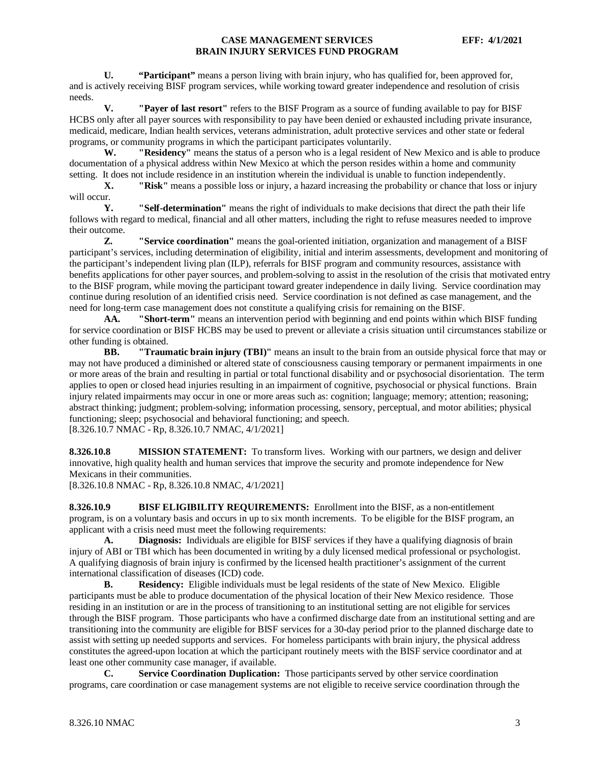**U. "Participant"** means a person living with brain injury, who has qualified for, been approved for, and is actively receiving BISF program services, while working toward greater independence and resolution of crisis needs.

**V. "Payer of last resort"** refers to the BISF Program as a source of funding available to pay for BISF HCBS only after all payer sources with responsibility to pay have been denied or exhausted including private insurance, medicaid, medicare, Indian health services, veterans administration, adult protective services and other state or federal programs, or community programs in which the participant participates voluntarily.

**W. "Residency"** means the status of a person who is a legal resident of New Mexico and is able to produce documentation of a physical address within New Mexico at which the person resides within a home and community setting. It does not include residence in an institution wherein the individual is unable to function independently.

**X. "Risk"** means a possible loss or injury, a hazard increasing the probability or chance that loss or injury will occur.

**Y. "Self-determination"** means the right of individuals to make decisions that direct the path their life follows with regard to medical, financial and all other matters, including the right to refuse measures needed to improve their outcome.

**Z. "Service coordination"** means the goal-oriented initiation, organization and management of a BISF participant's services, including determination of eligibility, initial and interim assessments, development and monitoring of the participant's independent living plan (ILP), referrals for BISF program and community resources, assistance with benefits applications for other payer sources, and problem-solving to assist in the resolution of the crisis that motivated entry to the BISF program, while moving the participant toward greater independence in daily living. Service coordination may continue during resolution of an identified crisis need. Service coordination is not defined as case management, and the need for long-term case management does not constitute a qualifying crisis for remaining on the BISF.

**AA. "Short-term"** means an intervention period with beginning and end points within which BISF funding for service coordination or BISF HCBS may be used to prevent or alleviate a crisis situation until circumstances stabilize or other funding is obtained.

**BB. "Traumatic brain injury (TBI)"** means an insult to the brain from an outside physical force that may or may not have produced a diminished or altered state of consciousness causing temporary or permanent impairments in one or more areas of the brain and resulting in partial or total functional disability and or psychosocial disorientation. The term applies to open or closed head injuries resulting in an impairment of cognitive, psychosocial or physical functions. Brain injury related impairments may occur in one or more areas such as: cognition; language; memory; attention; reasoning; abstract thinking; judgment; problem-solving; information processing, sensory, perceptual, and motor abilities; physical functioning; sleep; psychosocial and behavioral functioning; and speech.

[8.326.10.7 NMAC - Rp, 8.326.10.7 NMAC, 4/1/2021]

**8.326.10.8 MISSION STATEMENT:** To transform lives. Working with our partners, we design and deliver innovative, high quality health and human services that improve the security and promote independence for New Mexicans in their communities.

[8.326.10.8 NMAC - Rp, 8.326.10.8 NMAC, 4/1/2021]

**8.326.10.9 BISF ELIGIBILITY REQUIREMENTS:** Enrollment into the BISF, as a non-entitlement program, is on a voluntary basis and occurs in up to six month increments. To be eligible for the BISF program, an applicant with a crisis need must meet the following requirements:

**A. Diagnosis:** Individuals are eligible for BISF services if they have a qualifying diagnosis of brain injury of ABI or TBI which has been documented in writing by a duly licensed medical professional or psychologist. A qualifying diagnosis of brain injury is confirmed by the licensed health practitioner's assignment of the current international classification of diseases (ICD) code.

**B. Residency:** Eligible individuals must be legal residents of the state of New Mexico. Eligible participants must be able to produce documentation of the physical location of their New Mexico residence. Those residing in an institution or are in the process of transitioning to an institutional setting are not eligible for services through the BISF program. Those participants who have a confirmed discharge date from an institutional setting and are transitioning into the community are eligible for BISF services for a 30-day period prior to the planned discharge date to assist with setting up needed supports and services. For homeless participants with brain injury, the physical address constitutes the agreed-upon location at which the participant routinely meets with the BISF service coordinator and at least one other community case manager, if available.

**C. Service Coordination Duplication:** Those participants served by other service coordination programs, care coordination or case management systems are not eligible to receive service coordination through the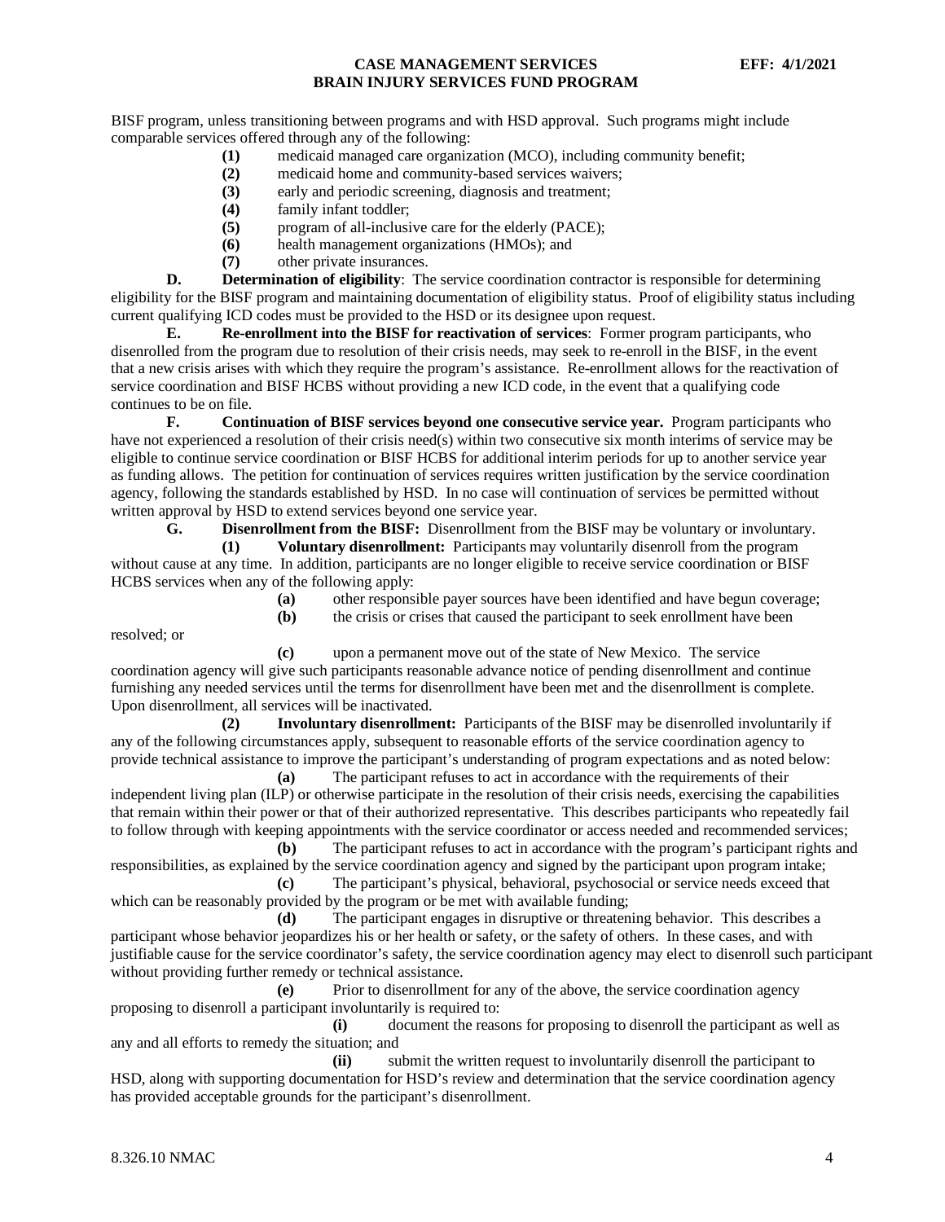BISF program, unless transitioning between programs and with HSD approval. Such programs might include comparable services offered through any of the following:

**(1)** medicaid managed care organization (MCO), including community benefit;
**(2)** medicaid home and community-based services waivers;
**(3)** early and periodic screening, diagnosis and treatment;
**(4)** family infant toddler;
**(5)** program of all-inclusive care for the elderly (PACE);
**(6)** health management organizations (HMOs); and
**(7)** other private insurances.

**D. Determination of eligibility**: The service coordination contractor is responsible for determining eligibility for the BISF program and maintaining documentation of eligibility status. Proof of eligibility status including current qualifying ICD codes must be provided to the HSD or its designee upon request.

**E. Re-enrollment into the BISF for reactivation of services**: Former program participants, who disenrolled from the program due to resolution of their crisis needs, may seek to re-enroll in the BISF, in the event that a new crisis arises with which they require the program's assistance. Re-enrollment allows for the reactivation of service coordination and BISF HCBS without providing a new ICD code, in the event that a qualifying code continues to be on file.

**F. Continuation of BISF services beyond one consecutive service year.** Program participants who have not experienced a resolution of their crisis need(s) within two consecutive six month interims of service may be eligible to continue service coordination or BISF HCBS for additional interim periods for up to another service year as funding allows. The petition for continuation of services requires written justification by the service coordination agency, following the standards established by HSD. In no case will continuation of services be permitted without written approval by HSD to extend services beyond one service year.

**G. Disenrollment from the BISF:** Disenrollment from the BISF may be voluntary or involuntary.

**(1) Voluntary disenrollment:** Participants may voluntarily disenroll from the program without cause at any time. In addition, participants are no longer eligible to receive service coordination or BISF HCBS services when any of the following apply:

**(a)** other responsible payer sources have been identified and have begun coverage;

**(b)** the crisis or crises that caused the participant to seek enrollment have been resolved; or

**(c)** upon a permanent move out of the state of New Mexico. The service coordination agency will give such participants reasonable advance notice of pending disenrollment and continue furnishing any needed services until the terms for disenrollment have been met and the disenrollment is complete. Upon disenrollment, all services will be inactivated.

**(2) Involuntary disenrollment:** Participants of the BISF may be disenrolled involuntarily if any of the following circumstances apply, subsequent to reasonable efforts of the service coordination agency to provide technical assistance to improve the participant's understanding of program expectations and as noted below:

**(a)** The participant refuses to act in accordance with the requirements of their independent living plan (ILP) or otherwise participate in the resolution of their crisis needs, exercising the capabilities that remain within their power or that of their authorized representative. This describes participants who repeatedly fail to follow through with keeping appointments with the service coordinator or access needed and recommended services;

**(b)** The participant refuses to act in accordance with the program's participant rights and responsibilities, as explained by the service coordination agency and signed by the participant upon program intake;

**(c)** The participant's physical, behavioral, psychosocial or service needs exceed that which can be reasonably provided by the program or be met with available funding;

**(d)** The participant engages in disruptive or threatening behavior. This describes a participant whose behavior jeopardizes his or her health or safety, or the safety of others. In these cases, and with justifiable cause for the service coordinator's safety, the service coordination agency may elect to disenroll such participant without providing further remedy or technical assistance.

**(e)** Prior to disenrollment for any of the above, the service coordination agency proposing to disenroll a participant involuntarily is required to:

**(i)** document the reasons for proposing to disenroll the participant as well as any and all efforts to remedy the situation; and

**(ii)** submit the written request to involuntarily disenroll the participant to HSD, along with supporting documentation for HSD's review and determination that the service coordination agency has provided acceptable grounds for the participant's disenrollment.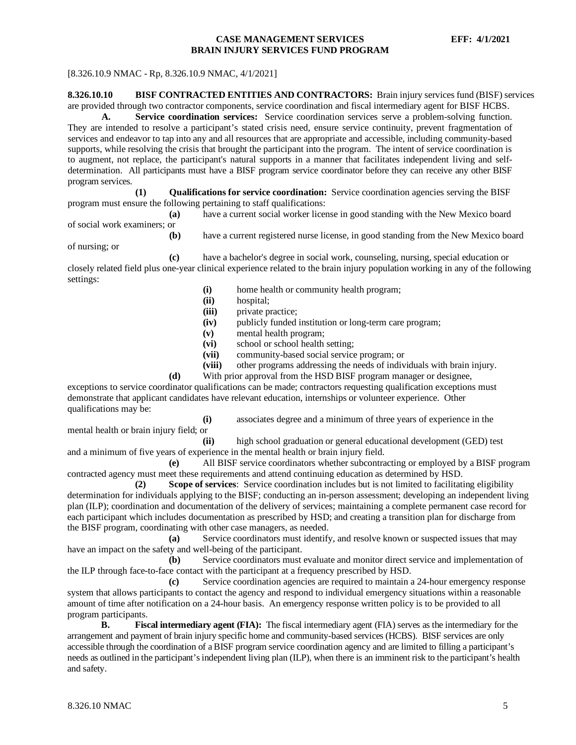[8.326.10.9 NMAC - Rp, 8.326.10.9 NMAC, 4/1/2021]

**8.326.10.10 BISF CONTRACTED ENTITIES AND CONTRACTORS:** Brain injury services fund (BISF) services are provided through two contractor components, service coordination and fiscal intermediary agent for BISF HCBS.

**A. Service coordination services:** Service coordination services serve a problem-solving function. They are intended to resolve a participant's stated crisis need, ensure service continuity, prevent fragmentation of services and endeavor to tap into any and all resources that are appropriate and accessible, including community-based supports, while resolving the crisis that brought the participant into the program. The intent of service coordination is to augment, not replace, the participant's natural supports in a manner that facilitates independent living and self-determination. All participants must have a BISF program service coordinator before they can receive any other BISF program services.

**(1) Qualifications for service coordination:** Service coordination agencies serving the BISF program must ensure the following pertaining to staff qualifications:

**(a)** have a current social worker license in good standing with the New Mexico board of social work examiners; or

**(b)** have a current registered nurse license, in good standing from the New Mexico board of nursing; or

**(c)** have a bachelor's degree in social work, counseling, nursing, special education or closely related field plus one-year clinical experience related to the brain injury population working in any of the following settings:

**(i)** home health or community health program;

**(ii)** hospital;

**(iii)** private practice;

**(iv)** publicly funded institution or long-term care program;

**(v)** mental health program;

**(vi)** school or school health setting;

**(vii)** community-based social service program; or

**(viii)** other programs addressing the needs of individuals with brain injury.

**(d)** With prior approval from the HSD BISF program manager or designee, exceptions to service coordinator qualifications can be made; contractors requesting qualification exceptions must demonstrate that applicant candidates have relevant education, internships or volunteer experience. Other qualifications may be:

**(i)** associates degree and a minimum of three years of experience in the mental health or brain injury field; or

**(ii)** high school graduation or general educational development (GED) test and a minimum of five years of experience in the mental health or brain injury field.

**(e)** All BISF service coordinators whether subcontracting or employed by a BISF program contracted agency must meet these requirements and attend continuing education as determined by HSD.

**(2) Scope of services**: Service coordination includes but is not limited to facilitating eligibility determination for individuals applying to the BISF; conducting an in-person assessment; developing an independent living plan (ILP); coordination and documentation of the delivery of services; maintaining a complete permanent case record for each participant which includes documentation as prescribed by HSD; and creating a transition plan for discharge from the BISF program, coordinating with other case managers, as needed.

**(a)** Service coordinators must identify, and resolve known or suspected issues that may have an impact on the safety and well-being of the participant.

**(b)** Service coordinators must evaluate and monitor direct service and implementation of the ILP through face-to-face contact with the participant at a frequency prescribed by HSD.

**(c)** Service coordination agencies are required to maintain a 24-hour emergency response system that allows participants to contact the agency and respond to individual emergency situations within a reasonable amount of time after notification on a 24-hour basis. An emergency response written policy is to be provided to all program participants.

**B. Fiscal intermediary agent (FIA):** The fiscal intermediary agent (FIA) serves as the intermediary for the arrangement and payment of brain injury specific home and community-based services (HCBS). BISF services are only accessible through the coordination of a BISF program service coordination agency and are limited to filling a participant's needs as outlined in the participant's independent living plan (ILP), when there is an imminent risk to the participant's health and safety.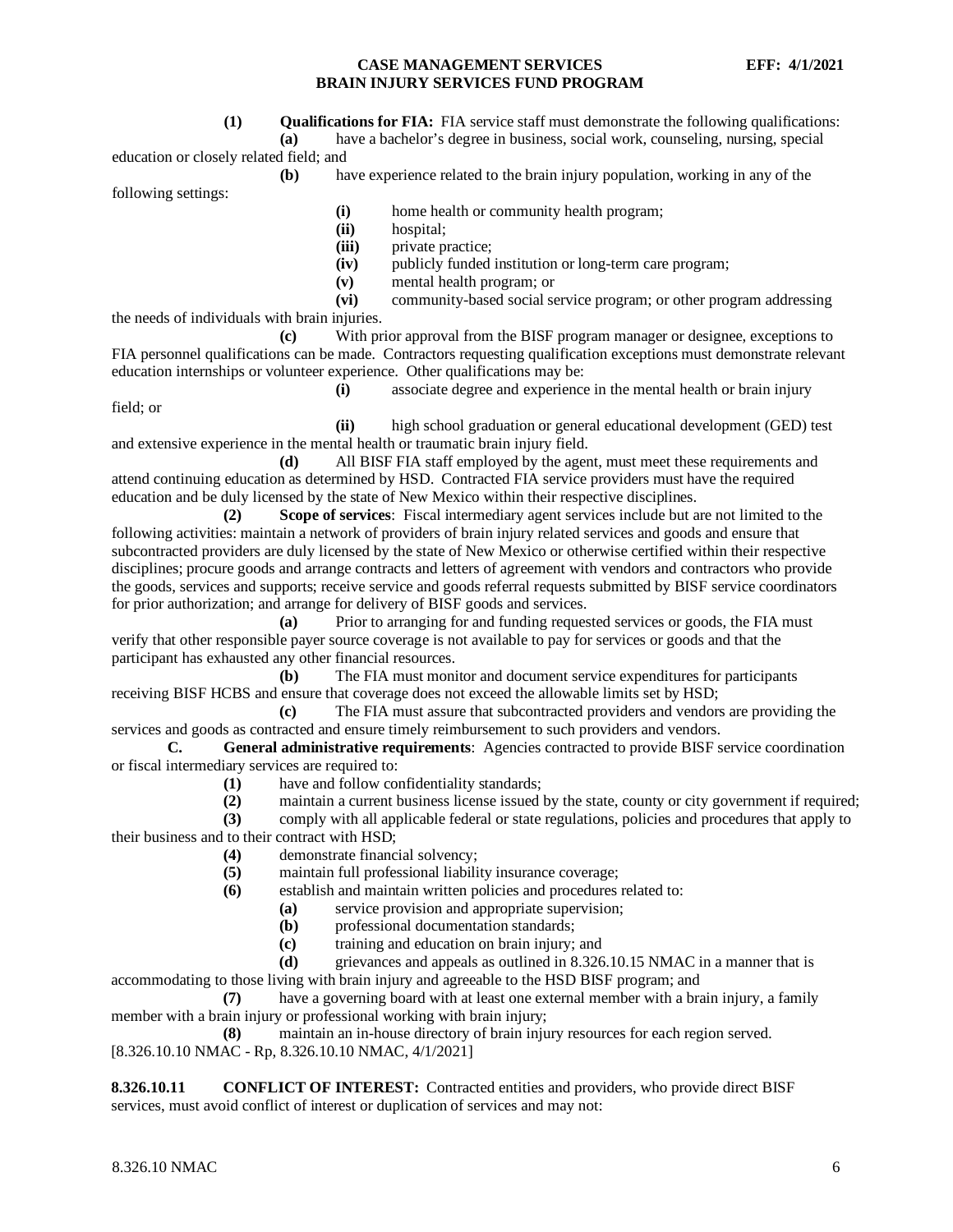**(1) Qualifications for FIA:** FIA service staff must demonstrate the following qualifications:

**(a)** have a bachelor's degree in business, social work, counseling, nursing, special education or closely related field; and

**(b)** have experience related to the brain injury population, working in any of the following settings:

**(i)** home health or community health program;

**(ii)** hospital;

**(iii)** private practice;

**(iv)** publicly funded institution or long-term care program;

**(v)** mental health program; or

**(vi)** community-based social service program; or other program addressing the needs of individuals with brain injuries.

**(c)** With prior approval from the BISF program manager or designee, exceptions to FIA personnel qualifications can be made. Contractors requesting qualification exceptions must demonstrate relevant education internships or volunteer experience. Other qualifications may be:

**(i)** associate degree and experience in the mental health or brain injury field; or

**(ii)** high school graduation or general educational development (GED) test and extensive experience in the mental health or traumatic brain injury field.

**(d)** All BISF FIA staff employed by the agent, must meet these requirements and attend continuing education as determined by HSD. Contracted FIA service providers must have the required education and be duly licensed by the state of New Mexico within their respective disciplines.

**(2) Scope of services**: Fiscal intermediary agent services include but are not limited to the following activities: maintain a network of providers of brain injury related services and goods and ensure that subcontracted providers are duly licensed by the state of New Mexico or otherwise certified within their respective disciplines; procure goods and arrange contracts and letters of agreement with vendors and contractors who provide the goods, services and supports; receive service and goods referral requests submitted by BISF service coordinators for prior authorization; and arrange for delivery of BISF goods and services.

**(a)** Prior to arranging for and funding requested services or goods, the FIA must verify that other responsible payer source coverage is not available to pay for services or goods and that the participant has exhausted any other financial resources.

**(b)** The FIA must monitor and document service expenditures for participants receiving BISF HCBS and ensure that coverage does not exceed the allowable limits set by HSD;

**(c)** The FIA must assure that subcontracted providers and vendors are providing the services and goods as contracted and ensure timely reimbursement to such providers and vendors.

**C. General administrative requirements**: Agencies contracted to provide BISF service coordination or fiscal intermediary services are required to:

**(1)** have and follow confidentiality standards;

**(2)** maintain a current business license issued by the state, county or city government if required;

**(3)** comply with all applicable federal or state regulations, policies and procedures that apply to their business and to their contract with HSD;

**(4)** demonstrate financial solvency;

**(5)** maintain full professional liability insurance coverage;

**(6)** establish and maintain written policies and procedures related to:

**(a)** service provision and appropriate supervision;

**(b)** professional documentation standards;

**(c)** training and education on brain injury; and

**(d)** grievances and appeals as outlined in 8.326.10.15 NMAC in a manner that is accommodating to those living with brain injury and agreeable to the HSD BISF program; and

**(7)** have a governing board with at least one external member with a brain injury, a family member with a brain injury or professional working with brain injury;

**(8)** maintain an in-house directory of brain injury resources for each region served.

[8.326.10.10 NMAC - Rp, 8.326.10.10 NMAC, 4/1/2021]

**8.326.10.11 CONFLICT OF INTEREST:** Contracted entities and providers, who provide direct BISF services, must avoid conflict of interest or duplication of services and may not: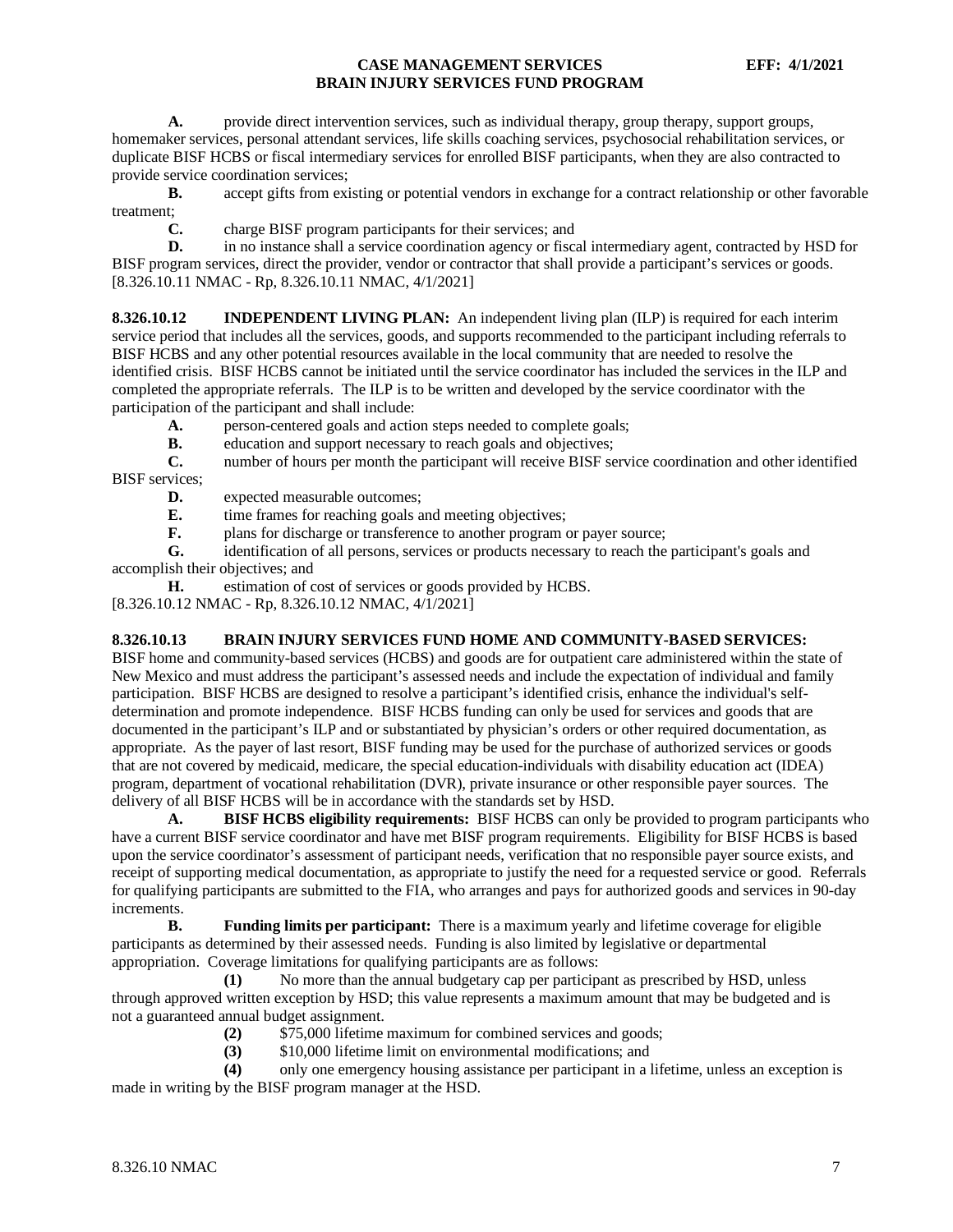**A.** provide direct intervention services, such as individual therapy, group therapy, support groups, homemaker services, personal attendant services, life skills coaching services, psychosocial rehabilitation services, or duplicate BISF HCBS or fiscal intermediary services for enrolled BISF participants, when they are also contracted to provide service coordination services;

**B.** accept gifts from existing or potential vendors in exchange for a contract relationship or other favorable treatment;

**C.** charge BISF program participants for their services; and

**D.** in no instance shall a service coordination agency or fiscal intermediary agent, contracted by HSD for BISF program services, direct the provider, vendor or contractor that shall provide a participant's services or goods.
[8.326.10.11 NMAC - Rp, 8.326.10.11 NMAC, 4/1/2021]

**8.326.10.12 INDEPENDENT LIVING PLAN:** An independent living plan (ILP) is required for each interim service period that includes all the services, goods, and supports recommended to the participant including referrals to BISF HCBS and any other potential resources available in the local community that are needed to resolve the identified crisis. BISF HCBS cannot be initiated until the service coordinator has included the services in the ILP and completed the appropriate referrals. The ILP is to be written and developed by the service coordinator with the participation of the participant and shall include:

**A.** person-centered goals and action steps needed to complete goals;

**B.** education and support necessary to reach goals and objectives;

**C.** number of hours per month the participant will receive BISF service coordination and other identified BISF services;

**D.** expected measurable outcomes;

**E.** time frames for reaching goals and meeting objectives;

**F.** plans for discharge or transference to another program or payer source;

**G.** identification of all persons, services or products necessary to reach the participant's goals and accomplish their objectives; and

**H.** estimation of cost of services or goods provided by HCBS.
[8.326.10.12 NMAC - Rp, 8.326.10.12 NMAC, 4/1/2021]

**8.326.10.13 BRAIN INJURY SERVICES FUND HOME AND COMMUNITY-BASED SERVICES:**
BISF home and community-based services (HCBS) and goods are for outpatient care administered within the state of New Mexico and must address the participant's assessed needs and include the expectation of individual and family participation. BISF HCBS are designed to resolve a participant's identified crisis, enhance the individual's self-determination and promote independence. BISF HCBS funding can only be used for services and goods that are documented in the participant's ILP and or substantiated by physician's orders or other required documentation, as appropriate. As the payer of last resort, BISF funding may be used for the purchase of authorized services or goods that are not covered by medicaid, medicare, the special education-individuals with disability education act (IDEA) program, department of vocational rehabilitation (DVR), private insurance or other responsible payer sources. The delivery of all BISF HCBS will be in accordance with the standards set by HSD.

**A. BISF HCBS eligibility requirements:** BISF HCBS can only be provided to program participants who have a current BISF service coordinator and have met BISF program requirements. Eligibility for BISF HCBS is based upon the service coordinator's assessment of participant needs, verification that no responsible payer source exists, and receipt of supporting medical documentation, as appropriate to justify the need for a requested service or good. Referrals for qualifying participants are submitted to the FIA, who arranges and pays for authorized goods and services in 90-day increments.

**B. Funding limits per participant:** There is a maximum yearly and lifetime coverage for eligible participants as determined by their assessed needs. Funding is also limited by legislative or departmental appropriation. Coverage limitations for qualifying participants are as follows:

**(1)** No more than the annual budgetary cap per participant as prescribed by HSD, unless through approved written exception by HSD; this value represents a maximum amount that may be budgeted and is not a guaranteed annual budget assignment.

**(2)** $75,000 lifetime maximum for combined services and goods;

**(3)** $10,000 lifetime limit on environmental modifications; and

**(4)** only one emergency housing assistance per participant in a lifetime, unless an exception is made in writing by the BISF program manager at the HSD.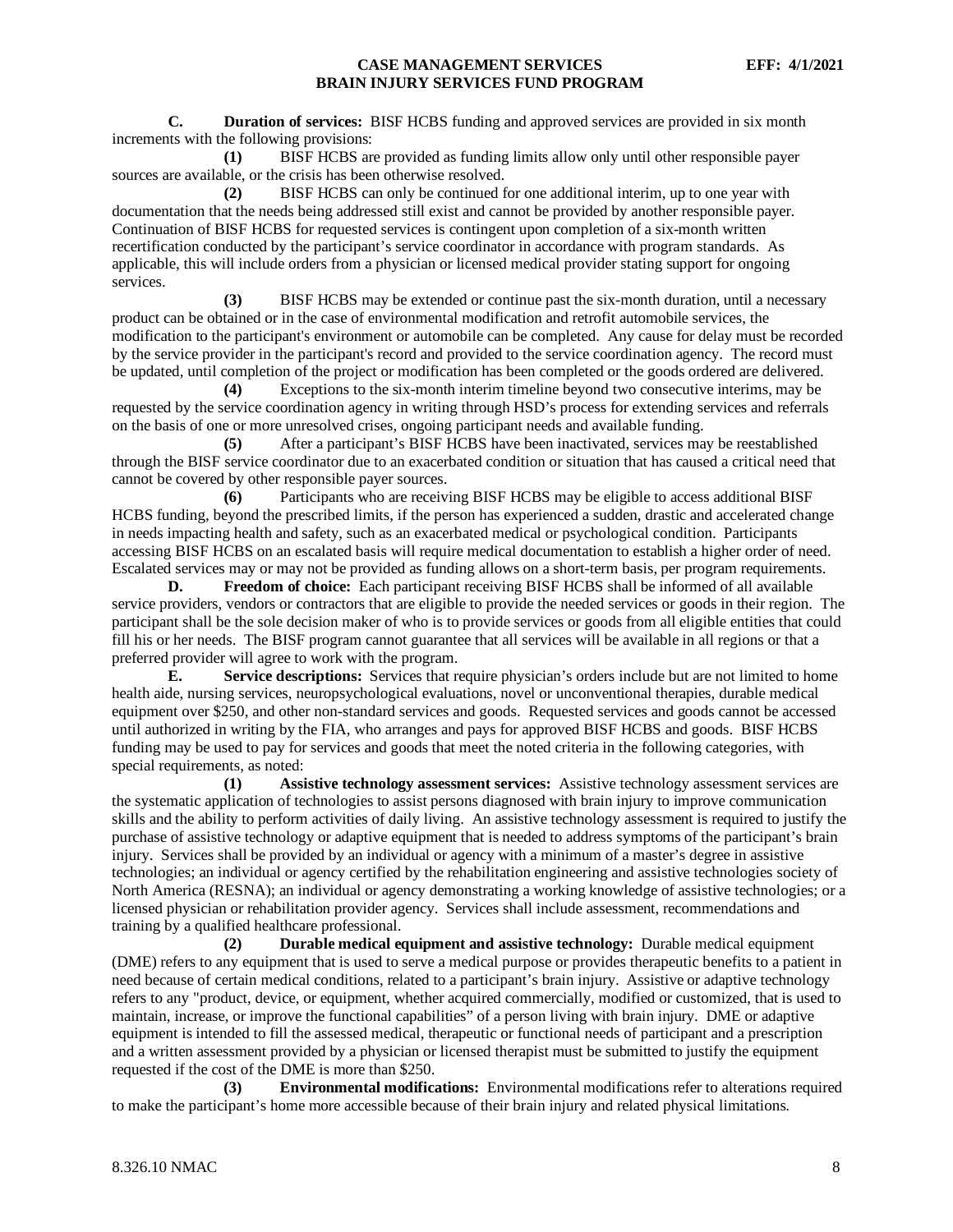**C. Duration of services:** BISF HCBS funding and approved services are provided in six month increments with the following provisions:

**(1)** BISF HCBS are provided as funding limits allow only until other responsible payer sources are available, or the crisis has been otherwise resolved.

**(2)** BISF HCBS can only be continued for one additional interim, up to one year with documentation that the needs being addressed still exist and cannot be provided by another responsible payer. Continuation of BISF HCBS for requested services is contingent upon completion of a six-month written recertification conducted by the participant's service coordinator in accordance with program standards. As applicable, this will include orders from a physician or licensed medical provider stating support for ongoing services.

**(3)** BISF HCBS may be extended or continue past the six-month duration, until a necessary product can be obtained or in the case of environmental modification and retrofit automobile services, the modification to the participant's environment or automobile can be completed. Any cause for delay must be recorded by the service provider in the participant's record and provided to the service coordination agency. The record must be updated, until completion of the project or modification has been completed or the goods ordered are delivered.

**(4)** Exceptions to the six-month interim timeline beyond two consecutive interims, may be requested by the service coordination agency in writing through HSD's process for extending services and referrals on the basis of one or more unresolved crises, ongoing participant needs and available funding.

**(5)** After a participant's BISF HCBS have been inactivated, services may be reestablished through the BISF service coordinator due to an exacerbated condition or situation that has caused a critical need that cannot be covered by other responsible payer sources.

**(6)** Participants who are receiving BISF HCBS may be eligible to access additional BISF HCBS funding, beyond the prescribed limits, if the person has experienced a sudden, drastic and accelerated change in needs impacting health and safety, such as an exacerbated medical or psychological condition. Participants accessing BISF HCBS on an escalated basis will require medical documentation to establish a higher order of need. Escalated services may or may not be provided as funding allows on a short-term basis, per program requirements.

**D. Freedom of choice:** Each participant receiving BISF HCBS shall be informed of all available service providers, vendors or contractors that are eligible to provide the needed services or goods in their region. The participant shall be the sole decision maker of who is to provide services or goods from all eligible entities that could fill his or her needs. The BISF program cannot guarantee that all services will be available in all regions or that a preferred provider will agree to work with the program.

**E. Service descriptions:** Services that require physician's orders include but are not limited to home health aide, nursing services, neuropsychological evaluations, novel or unconventional therapies, durable medical equipment over $250, and other non-standard services and goods. Requested services and goods cannot be accessed until authorized in writing by the FIA, who arranges and pays for approved BISF HCBS and goods. BISF HCBS funding may be used to pay for services and goods that meet the noted criteria in the following categories, with special requirements, as noted:

**(1) Assistive technology assessment services:** Assistive technology assessment services are the systematic application of technologies to assist persons diagnosed with brain injury to improve communication skills and the ability to perform activities of daily living. An assistive technology assessment is required to justify the purchase of assistive technology or adaptive equipment that is needed to address symptoms of the participant's brain injury. Services shall be provided by an individual or agency with a minimum of a master's degree in assistive technologies; an individual or agency certified by the rehabilitation engineering and assistive technologies society of North America (RESNA); an individual or agency demonstrating a working knowledge of assistive technologies; or a licensed physician or rehabilitation provider agency. Services shall include assessment, recommendations and training by a qualified healthcare professional.

**(2) Durable medical equipment and assistive technology:** Durable medical equipment (DME) refers to any equipment that is used to serve a medical purpose or provides therapeutic benefits to a patient in need because of certain medical conditions, related to a participant's brain injury. Assistive or adaptive technology refers to any "product, device, or equipment, whether acquired commercially, modified or customized, that is used to maintain, increase, or improve the functional capabilities" of a person living with brain injury. DME or adaptive equipment is intended to fill the assessed medical, therapeutic or functional needs of participant and a prescription and a written assessment provided by a physician or licensed therapist must be submitted to justify the equipment requested if the cost of the DME is more than $250.

**(3) Environmental modifications:** Environmental modifications refer to alterations required to make the participant's home more accessible because of their brain injury and related physical limitations.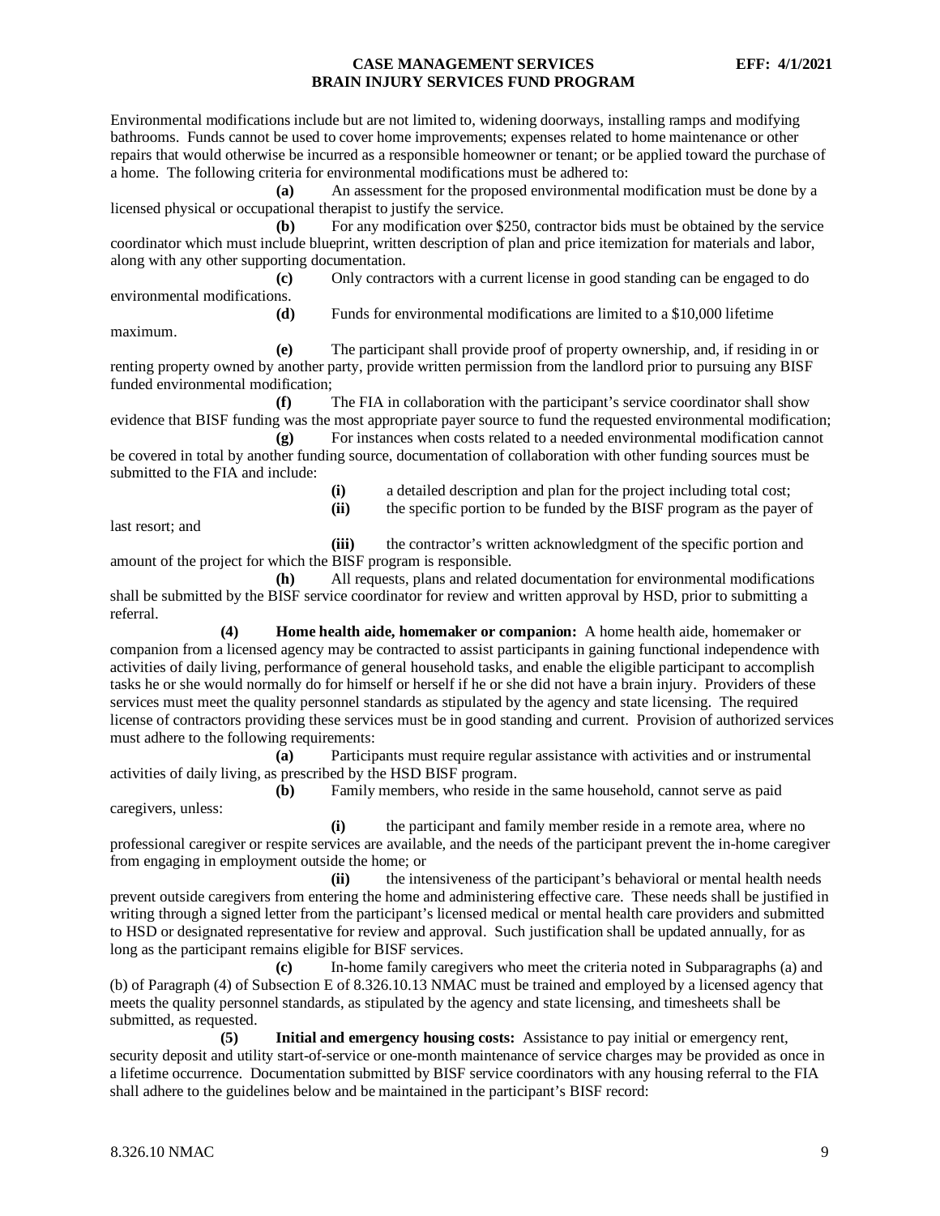Environmental modifications include but are not limited to, widening doorways, installing ramps and modifying bathrooms. Funds cannot be used to cover home improvements; expenses related to home maintenance or other repairs that would otherwise be incurred as a responsible homeowner or tenant; or be applied toward the purchase of a home. The following criteria for environmental modifications must be adhered to:

**(a)** An assessment for the proposed environmental modification must be done by a licensed physical or occupational therapist to justify the service.

**(b)** For any modification over $250, contractor bids must be obtained by the service coordinator which must include blueprint, written description of plan and price itemization for materials and labor, along with any other supporting documentation.

**(c)** Only contractors with a current license in good standing can be engaged to do environmental modifications.

**(d)** Funds for environmental modifications are limited to a $10,000 lifetime maximum.

**(e)** The participant shall provide proof of property ownership, and, if residing in or renting property owned by another party, provide written permission from the landlord prior to pursuing any BISF funded environmental modification;

**(f)** The FIA in collaboration with the participant's service coordinator shall show evidence that BISF funding was the most appropriate payer source to fund the requested environmental modification;

**(g)** For instances when costs related to a needed environmental modification cannot be covered in total by another funding source, documentation of collaboration with other funding sources must be submitted to the FIA and include:

**(i)** a detailed description and plan for the project including total cost;

**(ii)** the specific portion to be funded by the BISF program as the payer of last resort; and

**(iii)** the contractor's written acknowledgment of the specific portion and amount of the project for which the BISF program is responsible.

**(h)** All requests, plans and related documentation for environmental modifications shall be submitted by the BISF service coordinator for review and written approval by HSD, prior to submitting a referral.

**(4) Home health aide, homemaker or companion:** A home health aide, homemaker or companion from a licensed agency may be contracted to assist participants in gaining functional independence with activities of daily living, performance of general household tasks, and enable the eligible participant to accomplish tasks he or she would normally do for himself or herself if he or she did not have a brain injury. Providers of these services must meet the quality personnel standards as stipulated by the agency and state licensing. The required license of contractors providing these services must be in good standing and current. Provision of authorized services must adhere to the following requirements:

**(a)** Participants must require regular assistance with activities and or instrumental activities of daily living, as prescribed by the HSD BISF program.

**(b)** Family members, who reside in the same household, cannot serve as paid caregivers, unless:

**(i)** the participant and family member reside in a remote area, where no professional caregiver or respite services are available, and the needs of the participant prevent the in-home caregiver from engaging in employment outside the home; or

**(ii)** the intensiveness of the participant's behavioral or mental health needs prevent outside caregivers from entering the home and administering effective care. These needs shall be justified in writing through a signed letter from the participant's licensed medical or mental health care providers and submitted to HSD or designated representative for review and approval. Such justification shall be updated annually, for as long as the participant remains eligible for BISF services.

**(c)** In-home family caregivers who meet the criteria noted in Subparagraphs (a) and (b) of Paragraph (4) of Subsection E of 8.326.10.13 NMAC must be trained and employed by a licensed agency that meets the quality personnel standards, as stipulated by the agency and state licensing, and timesheets shall be submitted, as requested.

**(5) Initial and emergency housing costs:** Assistance to pay initial or emergency rent, security deposit and utility start-of-service or one-month maintenance of service charges may be provided as once in a lifetime occurrence. Documentation submitted by BISF service coordinators with any housing referral to the FIA shall adhere to the guidelines below and be maintained in the participant's BISF record: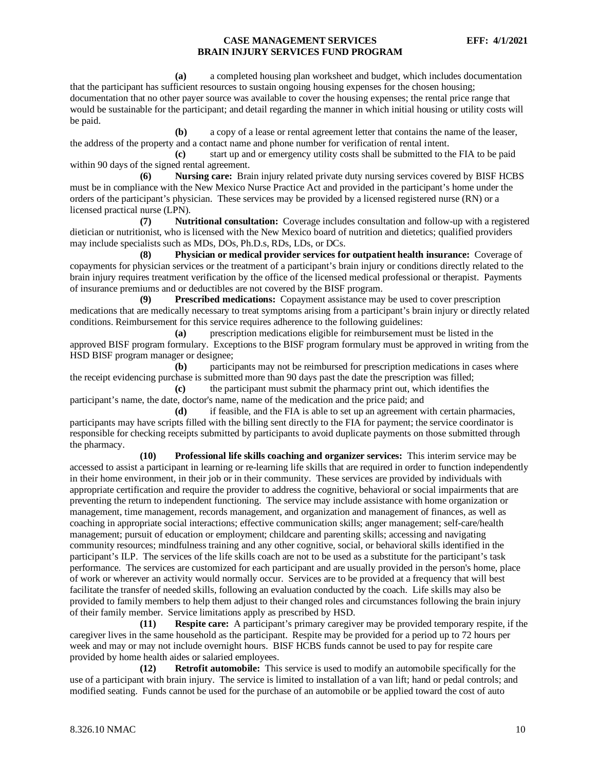**(a)** a completed housing plan worksheet and budget, which includes documentation that the participant has sufficient resources to sustain ongoing housing expenses for the chosen housing; documentation that no other payer source was available to cover the housing expenses; the rental price range that would be sustainable for the participant; and detail regarding the manner in which initial housing or utility costs will be paid.

**(b)** a copy of a lease or rental agreement letter that contains the name of the leaser, the address of the property and a contact name and phone number for verification of rental intent.

**(c)** start up and or emergency utility costs shall be submitted to the FIA to be paid within 90 days of the signed rental agreement.

**(6) Nursing care:** Brain injury related private duty nursing services covered by BISF HCBS must be in compliance with the New Mexico Nurse Practice Act and provided in the participant's home under the orders of the participant's physician. These services may be provided by a licensed registered nurse (RN) or a licensed practical nurse (LPN).

**(7) Nutritional consultation:** Coverage includes consultation and follow-up with a registered dietician or nutritionist, who is licensed with the New Mexico board of nutrition and dietetics; qualified providers may include specialists such as MDs, DOs, Ph.D.s, RDs, LDs, or DCs.

**(8) Physician or medical provider services for outpatient health insurance:** Coverage of copayments for physician services or the treatment of a participant's brain injury or conditions directly related to the brain injury requires treatment verification by the office of the licensed medical professional or therapist. Payments of insurance premiums and or deductibles are not covered by the BISF program.

**(9) Prescribed medications:** Copayment assistance may be used to cover prescription medications that are medically necessary to treat symptoms arising from a participant's brain injury or directly related conditions. Reimbursement for this service requires adherence to the following guidelines:

**(a)** prescription medications eligible for reimbursement must be listed in the approved BISF program formulary. Exceptions to the BISF program formulary must be approved in writing from the HSD BISF program manager or designee;

**(b)** participants may not be reimbursed for prescription medications in cases where the receipt evidencing purchase is submitted more than 90 days past the date the prescription was filled;

**(c)** the participant must submit the pharmacy print out, which identifies the participant's name, the date, doctor's name, name of the medication and the price paid; and

**(d)** if feasible, and the FIA is able to set up an agreement with certain pharmacies, participants may have scripts filled with the billing sent directly to the FIA for payment; the service coordinator is responsible for checking receipts submitted by participants to avoid duplicate payments on those submitted through the pharmacy.

**(10) Professional life skills coaching and organizer services:** This interim service may be accessed to assist a participant in learning or re-learning life skills that are required in order to function independently in their home environment, in their job or in their community. These services are provided by individuals with appropriate certification and require the provider to address the cognitive, behavioral or social impairments that are preventing the return to independent functioning. The service may include assistance with home organization or management, time management, records management, and organization and management of finances, as well as coaching in appropriate social interactions; effective communication skills; anger management; self-care/health management; pursuit of education or employment; childcare and parenting skills; accessing and navigating community resources; mindfulness training and any other cognitive, social, or behavioral skills identified in the participant's ILP. The services of the life skills coach are not to be used as a substitute for the participant's task performance. The services are customized for each participant and are usually provided in the person's home, place of work or wherever an activity would normally occur. Services are to be provided at a frequency that will best facilitate the transfer of needed skills, following an evaluation conducted by the coach. Life skills may also be provided to family members to help them adjust to their changed roles and circumstances following the brain injury of their family member. Service limitations apply as prescribed by HSD.

**(11) Respite care:** A participant's primary caregiver may be provided temporary respite, if the caregiver lives in the same household as the participant. Respite may be provided for a period up to 72 hours per week and may or may not include overnight hours. BISF HCBS funds cannot be used to pay for respite care provided by home health aides or salaried employees.

**(12) Retrofit automobile:** This service is used to modify an automobile specifically for the use of a participant with brain injury. The service is limited to installation of a van lift; hand or pedal controls; and modified seating. Funds cannot be used for the purchase of an automobile or be applied toward the cost of auto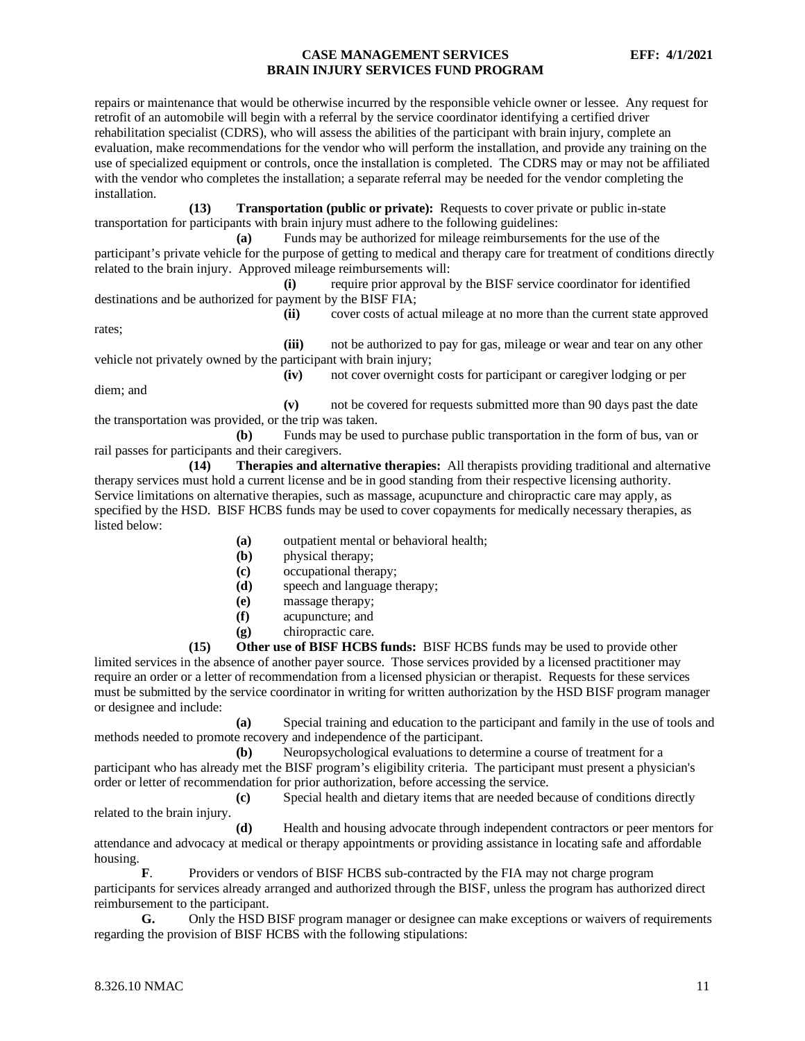repairs or maintenance that would be otherwise incurred by the responsible vehicle owner or lessee. Any request for retrofit of an automobile will begin with a referral by the service coordinator identifying a certified driver rehabilitation specialist (CDRS), who will assess the abilities of the participant with brain injury, complete an evaluation, make recommendations for the vendor who will perform the installation, and provide any training on the use of specialized equipment or controls, once the installation is completed. The CDRS may or may not be affiliated with the vendor who completes the installation; a separate referral may be needed for the vendor completing the installation.

**(13) Transportation (public or private):** Requests to cover private or public in-state transportation for participants with brain injury must adhere to the following guidelines:

**(a)** Funds may be authorized for mileage reimbursements for the use of the participant's private vehicle for the purpose of getting to medical and therapy care for treatment of conditions directly related to the brain injury. Approved mileage reimbursements will:

**(i)** require prior approval by the BISF service coordinator for identified destinations and be authorized for payment by the BISF FIA;

**(ii)** cover costs of actual mileage at no more than the current state approved rates;

**(iii)** not be authorized to pay for gas, mileage or wear and tear on any other vehicle not privately owned by the participant with brain injury;

**(iv)** not cover overnight costs for participant or caregiver lodging or per diem; and

**(v)** not be covered for requests submitted more than 90 days past the date the transportation was provided, or the trip was taken.

**(b)** Funds may be used to purchase public transportation in the form of bus, van or rail passes for participants and their caregivers.

**(14) Therapies and alternative therapies:** All therapists providing traditional and alternative therapy services must hold a current license and be in good standing from their respective licensing authority. Service limitations on alternative therapies, such as massage, acupuncture and chiropractic care may apply, as specified by the HSD. BISF HCBS funds may be used to cover copayments for medically necessary therapies, as listed below:

**(a)** outpatient mental or behavioral health;
**(b)** physical therapy;
**(c)** occupational therapy;
**(d)** speech and language therapy;
**(e)** massage therapy;
**(f)** acupuncture; and
**(g)** chiropractic care.

**(15) Other use of BISF HCBS funds:** BISF HCBS funds may be used to provide other limited services in the absence of another payer source. Those services provided by a licensed practitioner may require an order or a letter of recommendation from a licensed physician or therapist. Requests for these services must be submitted by the service coordinator in writing for written authorization by the HSD BISF program manager or designee and include:

**(a)** Special training and education to the participant and family in the use of tools and methods needed to promote recovery and independence of the participant.

**(b)** Neuropsychological evaluations to determine a course of treatment for a participant who has already met the BISF program's eligibility criteria. The participant must present a physician's order or letter of recommendation for prior authorization, before accessing the service.

**(c)** Special health and dietary items that are needed because of conditions directly related to the brain injury.

**(d)** Health and housing advocate through independent contractors or peer mentors for attendance and advocacy at medical or therapy appointments or providing assistance in locating safe and affordable housing.

**F**. Providers or vendors of BISF HCBS sub-contracted by the FIA may not charge program participants for services already arranged and authorized through the BISF, unless the program has authorized direct reimbursement to the participant.

**G.** Only the HSD BISF program manager or designee can make exceptions or waivers of requirements regarding the provision of BISF HCBS with the following stipulations: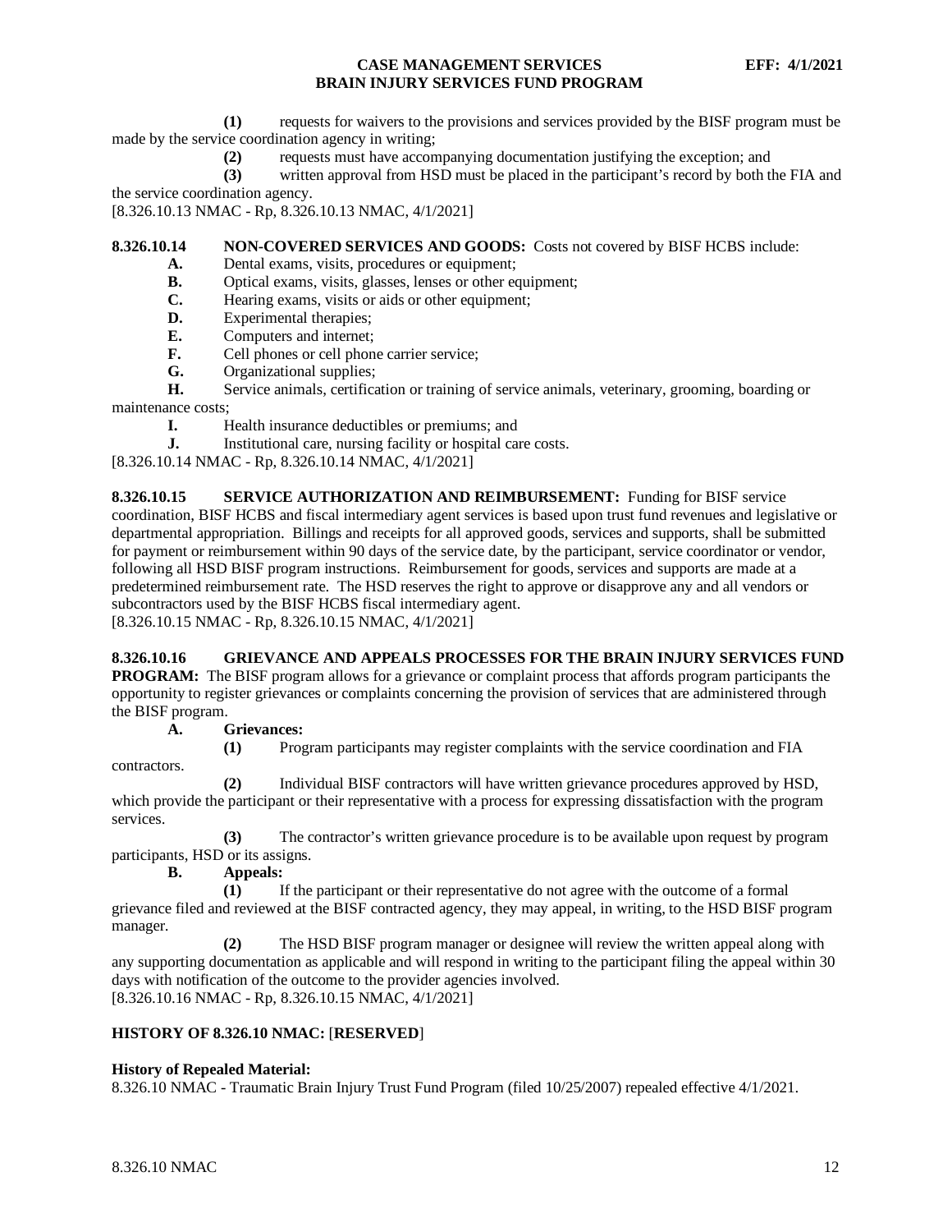**(1)** requests for waivers to the provisions and services provided by the BISF program must be made by the service coordination agency in writing;

**(2)** requests must have accompanying documentation justifying the exception; and

**(3)** written approval from HSD must be placed in the participant's record by both the FIA and the service coordination agency.

[8.326.10.13 NMAC - Rp, 8.326.10.13 NMAC, 4/1/2021]

**8.326.10.14 NON-COVERED SERVICES AND GOODS:** Costs not covered by BISF HCBS include:

**A.** Dental exams, visits, procedures or equipment;

**B.** Optical exams, visits, glasses, lenses or other equipment;

**C.** Hearing exams, visits or aids or other equipment;

**D.** Experimental therapies;

**E.** Computers and internet;

**F.** Cell phones or cell phone carrier service;

**G.** Organizational supplies;

**H.** Service animals, certification or training of service animals, veterinary, grooming, boarding or maintenance costs;

**I.** Health insurance deductibles or premiums; and

**J.** Institutional care, nursing facility or hospital care costs.

[8.326.10.14 NMAC - Rp, 8.326.10.14 NMAC, 4/1/2021]

**8.326.10.15 SERVICE AUTHORIZATION AND REIMBURSEMENT:** Funding for BISF service coordination, BISF HCBS and fiscal intermediary agent services is based upon trust fund revenues and legislative or departmental appropriation. Billings and receipts for all approved goods, services and supports, shall be submitted for payment or reimbursement within 90 days of the service date, by the participant, service coordinator or vendor, following all HSD BISF program instructions. Reimbursement for goods, services and supports are made at a predetermined reimbursement rate. The HSD reserves the right to approve or disapprove any and all vendors or subcontractors used by the BISF HCBS fiscal intermediary agent.

[8.326.10.15 NMAC - Rp, 8.326.10.15 NMAC, 4/1/2021]

**8.326.10.16 GRIEVANCE AND APPEALS PROCESSES FOR THE BRAIN INJURY SERVICES FUND PROGRAM:** The BISF program allows for a grievance or complaint process that affords program participants the opportunity to register grievances or complaints concerning the provision of services that are administered through the BISF program.

**A. Grievances:**

**(1)** Program participants may register complaints with the service coordination and FIA contractors.

**(2)** Individual BISF contractors will have written grievance procedures approved by HSD, which provide the participant or their representative with a process for expressing dissatisfaction with the program services.

**(3)** The contractor's written grievance procedure is to be available upon request by program participants, HSD or its assigns.

**B. Appeals:**

**(1)** If the participant or their representative do not agree with the outcome of a formal grievance filed and reviewed at the BISF contracted agency, they may appeal, in writing, to the HSD BISF program manager.

**(2)** The HSD BISF program manager or designee will review the written appeal along with any supporting documentation as applicable and will respond in writing to the participant filing the appeal within 30 days with notification of the outcome to the provider agencies involved.

[8.326.10.16 NMAC - Rp, 8.326.10.15 NMAC, 4/1/2021]

**HISTORY OF 8.326.10 NMAC:** [**RESERVED**]

**History of Repealed Material:**

8.326.10 NMAC - Traumatic Brain Injury Trust Fund Program (filed 10/25/2007) repealed effective 4/1/2021.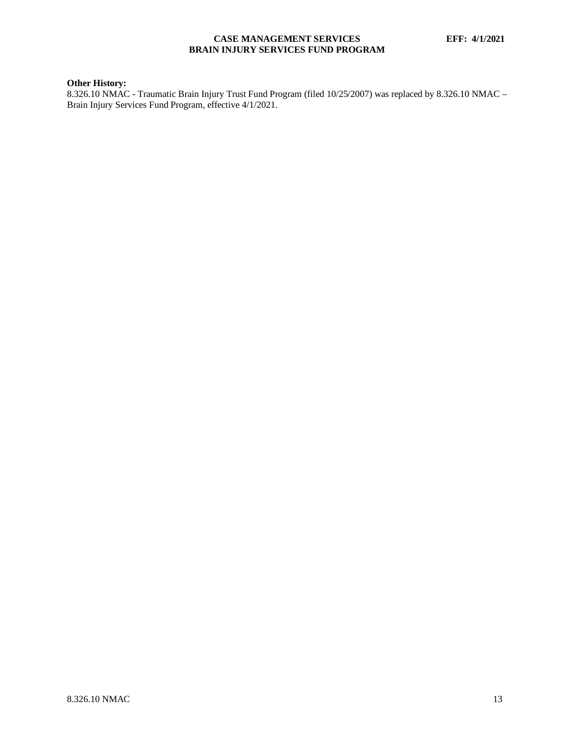**Other History:**

8.326.10 NMAC - Traumatic Brain Injury Trust Fund Program (filed 10/25/2007) was replaced by 8.326.10 NMAC – Brain Injury Services Fund Program, effective 4/1/2021.